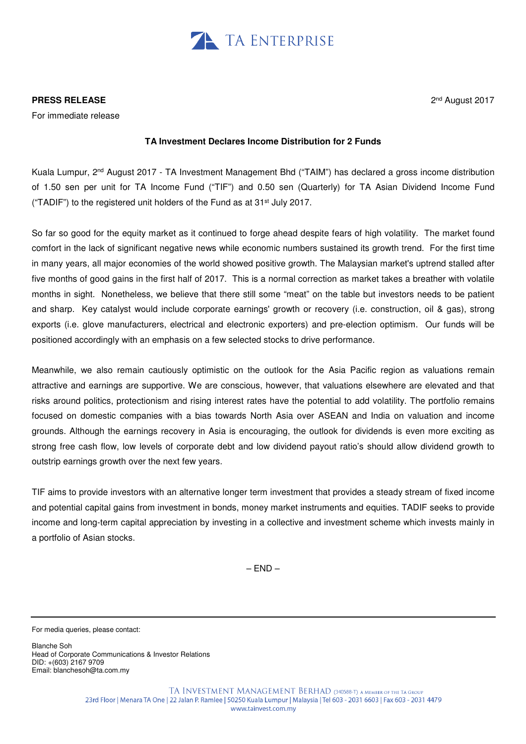TA ENTERPRISE

**PRESS RELEASE**

For immediate release

2nd August 2017

**TA Investment Declares Income Distribution for 2 Funds**

Kuala Lumpur, 2nd August 2017 - TA Investment Management Bhd ("TAIM") has declared a gross income distribution of 1.50 sen per unit for TA Income Fund ("TIF") and 0.50 sen (Quarterly) for TA Asian Dividend Income Fund ("TADIF") to the registered unit holders of the Fund as at 31st July 2017.

So far so good for the equity market as it continued to forge ahead despite fears of high volatility. The market found comfort in the lack of significant negative news while economic numbers sustained its growth trend. For the first time in many years, all major economies of the world showed positive growth. The Malaysian market's uptrend stalled after five months of good gains in the first half of 2017. This is a normal correction as market takes a breather with volatile months in sight. Nonetheless, we believe that there still some "meat" on the table but investors needs to be patient and sharp. Key catalyst would include corporate earnings' growth or recovery (i.e. construction, oil & gas), strong exports (i.e. glove manufacturers, electrical and electronic exporters) and pre-election optimism. Our funds will be positioned accordingly with an emphasis on a few selected stocks to drive performance.

Meanwhile, we also remain cautiously optimistic on the outlook for the Asia Pacific region as valuations remain attractive and earnings are supportive. We are conscious, however, that valuations elsewhere are elevated and that risks around politics, protectionism and rising interest rates have the potential to add volatility. The portfolio remains focused on domestic companies with a bias towards North Asia over ASEAN and India on valuation and income grounds. Although the earnings recovery in Asia is encouraging, the outlook for dividends is even more exciting as strong free cash flow, low levels of corporate debt and low dividend payout ratio's should allow dividend growth to outstrip earnings growth over the next few years.

TIF aims to provide investors with an alternative longer term investment that provides a steady stream of fixed income and potential capital gains from investment in bonds, money market instruments and equities. TADIF seeks to provide income and long-term capital appreciation by investing in a collective and investment scheme which invests mainly in a portfolio of Asian stocks.

– END –

---

For media queries, please contact:

Blanche Soh
Head of Corporate Communications & Investor Relations
DID: +(603) 2167 9709
Email: blanchesoh@ta.com.my

TA INVESTMENT MANAGEMENT BERHAD (340588-T) A MEMBER OF THE TA GROUP
23rd Floor | Menara TA One | 22 Jalan P. Ramlee | 50250 Kuala Lumpur | Malaysia | Tel 603 - 2031 6603 | Fax 603 - 2031 4479
www.tainvest.com.my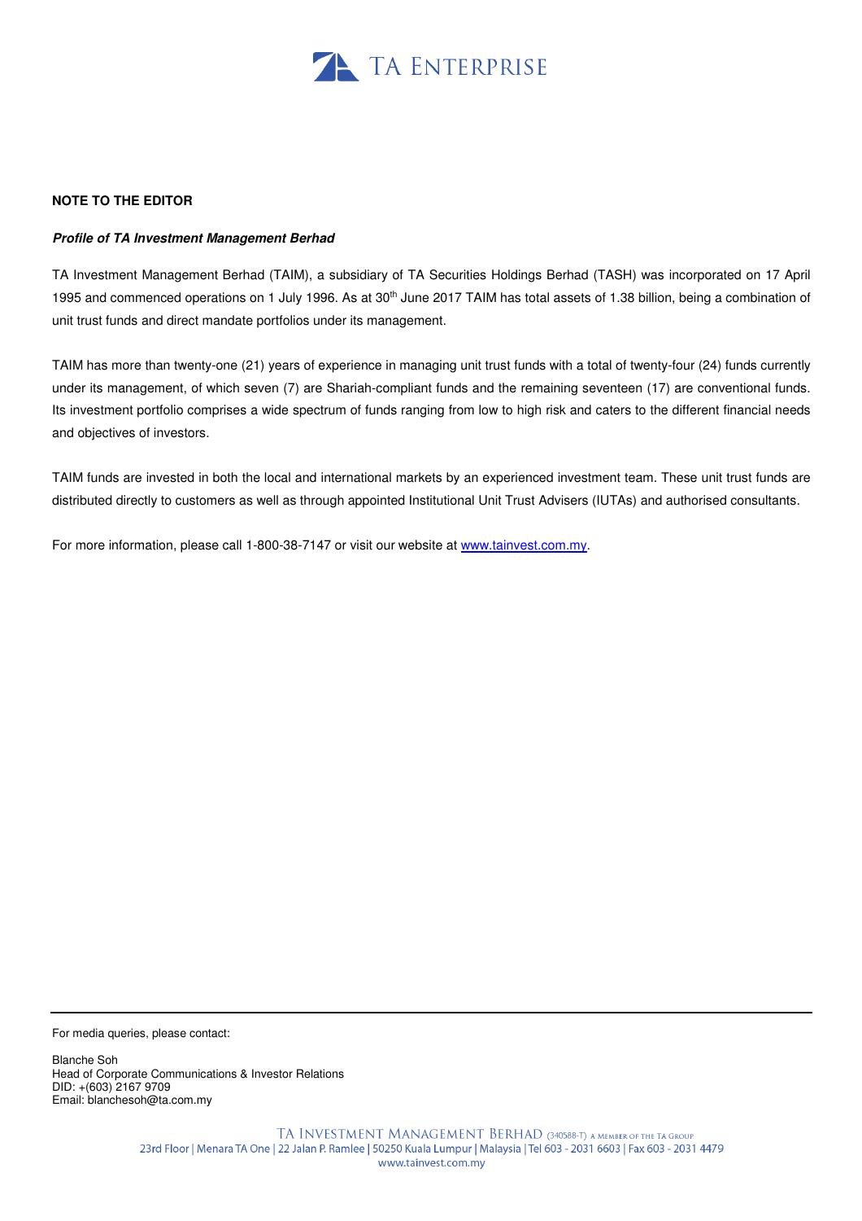**NOTE TO THE EDITOR**

***Profile of TA Investment Management Berhad***

TA Investment Management Berhad (TAIM), a subsidiary of TA Securities Holdings Berhad (TASH) was incorporated on 17 April 1995 and commenced operations on 1 July 1996. As at 30th June 2017 TAIM has total assets of 1.38 billion, being a combination of unit trust funds and direct mandate portfolios under its management.

TAIM has more than twenty-one (21) years of experience in managing unit trust funds with a total of twenty-four (24) funds currently under its management, of which seven (7) are Shariah-compliant funds and the remaining seventeen (17) are conventional funds. Its investment portfolio comprises a wide spectrum of funds ranging from low to high risk and caters to the different financial needs and objectives of investors.

TAIM funds are invested in both the local and international markets by an experienced investment team. These unit trust funds are distributed directly to customers as well as through appointed Institutional Unit Trust Advisers (IUTAs) and authorised consultants.

For more information, please call 1-800-38-7147 or visit our website at www.tainvest.com.my.

---

For media queries, please contact:

Blanche Soh
Head of Corporate Communications & Investor Relations
DID: +(603) 2167 9709
Email: blanchesoh@ta.com.my

TA INVESTMENT MANAGEMENT BERHAD (340588-T) A MEMBER OF THE TA GROUP
23rd Floor | Menara TA One | 22 Jalan P. Ramlee | 50250 Kuala Lumpur | Malaysia | Tel 603 - 2031 6603 | Fax 603 - 2031 4479
www.tainvest.com.my